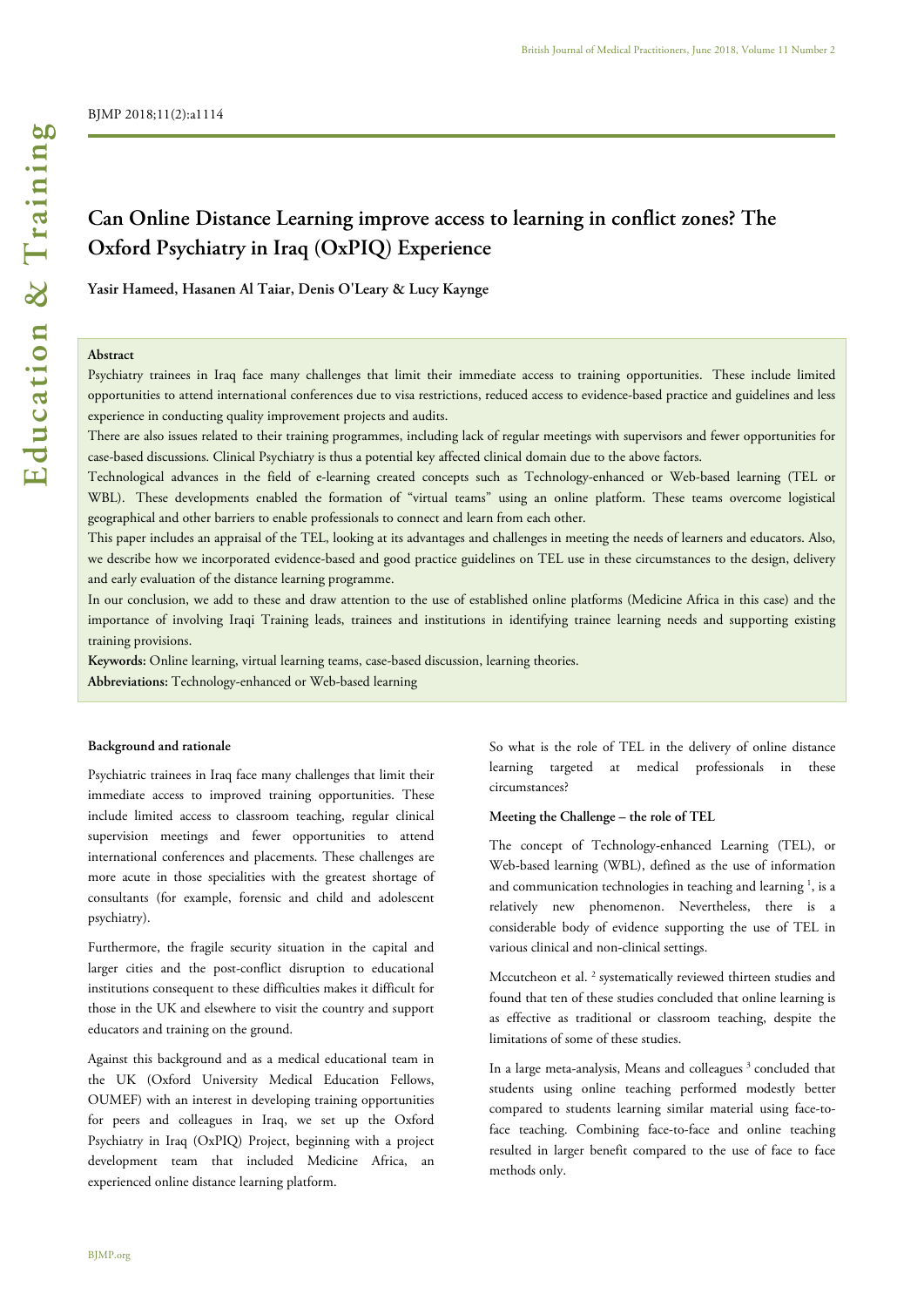BJMP 2018;11(2):a1114

# Can Online Distance Learning improve access to learning in conflict zones? The Oxford Psychiatry in Iraq (OxPIQ) Experience

**Yasir Hameed, Hasanen Al Taiar, Denis O'Leary & Lucy Kaynge**

**Abstract**

Psychiatry trainees in Iraq face many challenges that limit their immediate access to training opportunities. These include limited opportunities to attend international conferences due to visa restrictions, reduced access to evidence-based practice and guidelines and less experience in conducting quality improvement projects and audits.

There are also issues related to their training programmes, including lack of regular meetings with supervisors and fewer opportunities for case-based discussions. Clinical Psychiatry is thus a potential key affected clinical domain due to the above factors.

Technological advances in the field of e-learning created concepts such as Technology-enhanced or Web-based learning (TEL or WBL). These developments enabled the formation of "virtual teams" using an online platform. These teams overcome logistical geographical and other barriers to enable professionals to connect and learn from each other.

This paper includes an appraisal of the TEL, looking at its advantages and challenges in meeting the needs of learners and educators. Also, we describe how we incorporated evidence-based and good practice guidelines on TEL use in these circumstances to the design, delivery and early evaluation of the distance learning programme.

In our conclusion, we add to these and draw attention to the use of established online platforms (Medicine Africa in this case) and the importance of involving Iraqi Training leads, trainees and institutions in identifying trainee learning needs and supporting existing training provisions.

**Keywords:** Online learning, virtual learning teams, case-based discussion, learning theories.

**Abbreviations:** Technology-enhanced or Web-based learning

## Background and rationale

Psychiatric trainees in Iraq face many challenges that limit their immediate access to improved training opportunities. These include limited access to classroom teaching, regular clinical supervision meetings and fewer opportunities to attend international conferences and placements. These challenges are more acute in those specialities with the greatest shortage of consultants (for example, forensic and child and adolescent psychiatry).

Furthermore, the fragile security situation in the capital and larger cities and the post-conflict disruption to educational institutions consequent to these difficulties makes it difficult for those in the UK and elsewhere to visit the country and support educators and training on the ground.

Against this background and as a medical educational team in the UK (Oxford University Medical Education Fellows, OUMEF) with an interest in developing training opportunities for peers and colleagues in Iraq, we set up the Oxford Psychiatry in Iraq (OxPIQ) Project, beginning with a project development team that included Medicine Africa, an experienced online distance learning platform.

So what is the role of TEL in the delivery of online distance learning targeted at medical professionals in these circumstances?

## Meeting the Challenge – the role of TEL

The concept of Technology-enhanced Learning (TEL), or Web-based learning (WBL), defined as the use of information and communication technologies in teaching and learning [1], is a relatively new phenomenon. Nevertheless, there is a considerable body of evidence supporting the use of TEL in various clinical and non-clinical settings.

Mccutcheon et al. [2] systematically reviewed thirteen studies and found that ten of these studies concluded that online learning is as effective as traditional or classroom teaching, despite the limitations of some of these studies.

In a large meta-analysis, Means and colleagues [3] concluded that students using online teaching performed modestly better compared to students learning similar material using face-to-face teaching. Combining face-to-face and online teaching resulted in larger benefit compared to the use of face to face methods only.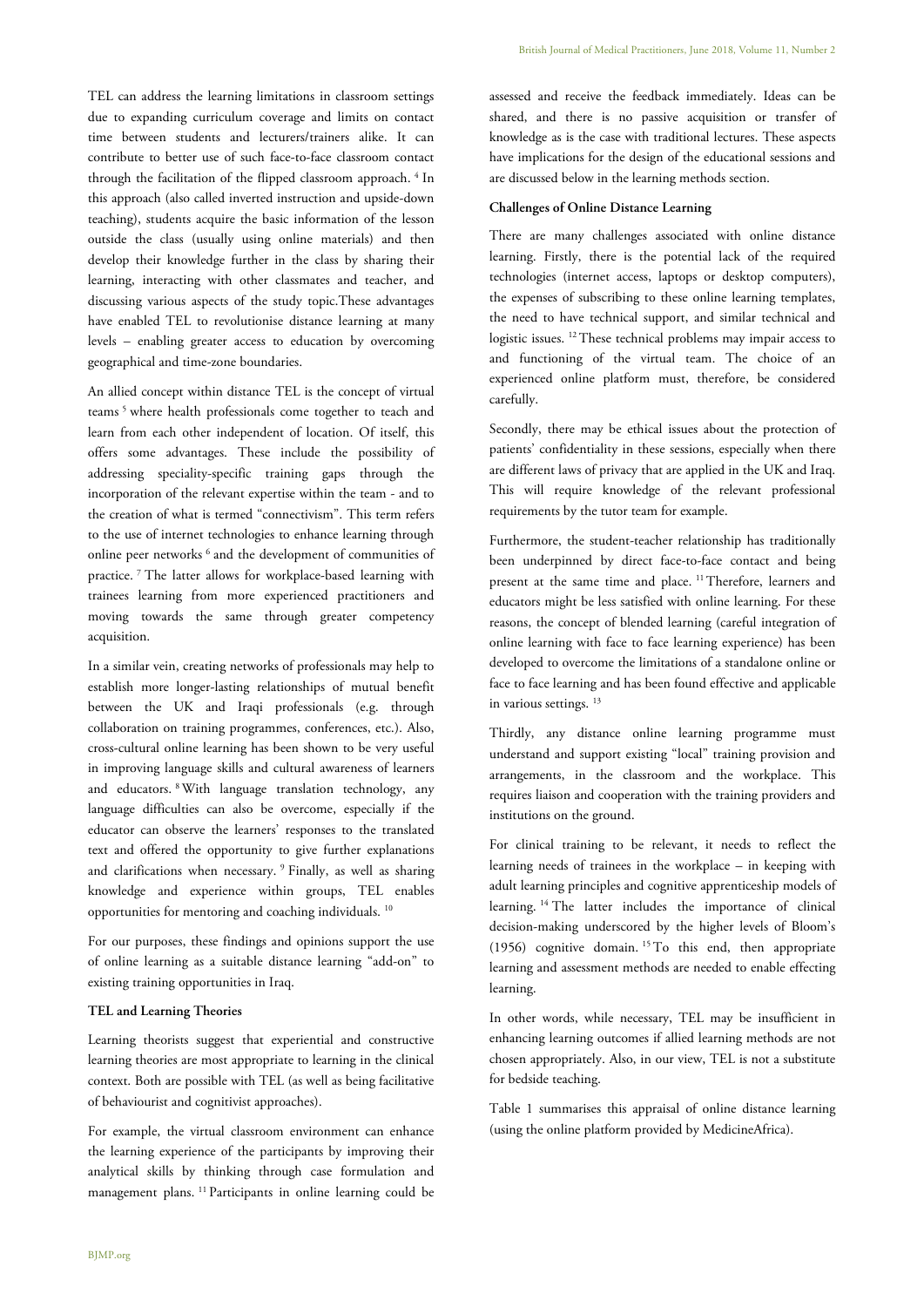TEL can address the learning limitations in classroom settings due to expanding curriculum coverage and limits on contact time between students and lecturers/trainers alike. It can contribute to better use of such face-to-face classroom contact through the facilitation of the flipped classroom approach. [4] In this approach (also called inverted instruction and upside-down teaching), students acquire the basic information of the lesson outside the class (usually using online materials) and then develop their knowledge further in the class by sharing their learning, interacting with other classmates and teacher, and discussing various aspects of the study topic.These advantages have enabled TEL to revolutionise distance learning at many levels – enabling greater access to education by overcoming geographical and time-zone boundaries.

An allied concept within distance TEL is the concept of virtual teams [5] where health professionals come together to teach and learn from each other independent of location. Of itself, this offers some advantages. These include the possibility of addressing speciality-specific training gaps through the incorporation of the relevant expertise within the team - and to the creation of what is termed "connectivism". This term refers to the use of internet technologies to enhance learning through online peer networks [6] and the development of communities of practice. [7] The latter allows for workplace-based learning with trainees learning from more experienced practitioners and moving towards the same through greater competency acquisition.

In a similar vein, creating networks of professionals may help to establish more longer-lasting relationships of mutual benefit between the UK and Iraqi professionals (e.g. through collaboration on training programmes, conferences, etc.). Also, cross-cultural online learning has been shown to be very useful in improving language skills and cultural awareness of learners and educators. [8] With language translation technology, any language difficulties can also be overcome, especially if the educator can observe the learners' responses to the translated text and offered the opportunity to give further explanations and clarifications when necessary. [9] Finally, as well as sharing knowledge and experience within groups, TEL enables opportunities for mentoring and coaching individuals. [10]

For our purposes, these findings and opinions support the use of online learning as a suitable distance learning "add-on" to existing training opportunities in Iraq.

**TEL and Learning Theories**

Learning theorists suggest that experiential and constructive learning theories are most appropriate to learning in the clinical context. Both are possible with TEL (as well as being facilitative of behaviourist and cognitivist approaches).

For example, the virtual classroom environment can enhance the learning experience of the participants by improving their analytical skills by thinking through case formulation and management plans. [11] Participants in online learning could be assessed and receive the feedback immediately. Ideas can be shared, and there is no passive acquisition or transfer of knowledge as is the case with traditional lectures. These aspects have implications for the design of the educational sessions and are discussed below in the learning methods section.

**Challenges of Online Distance Learning**

There are many challenges associated with online distance learning. Firstly, there is the potential lack of the required technologies (internet access, laptops or desktop computers), the expenses of subscribing to these online learning templates, the need to have technical support, and similar technical and logistic issues. [12] These technical problems may impair access to and functioning of the virtual team. The choice of an experienced online platform must, therefore, be considered carefully.

Secondly, there may be ethical issues about the protection of patients' confidentiality in these sessions, especially when there are different laws of privacy that are applied in the UK and Iraq. This will require knowledge of the relevant professional requirements by the tutor team for example.

Furthermore, the student-teacher relationship has traditionally been underpinned by direct face-to-face contact and being present at the same time and place. [11] Therefore, learners and educators might be less satisfied with online learning. For these reasons, the concept of blended learning (careful integration of online learning with face to face learning experience) has been developed to overcome the limitations of a standalone online or face to face learning and has been found effective and applicable in various settings. [13]

Thirdly, any distance online learning programme must understand and support existing "local" training provision and arrangements, in the classroom and the workplace. This requires liaison and cooperation with the training providers and institutions on the ground.

For clinical training to be relevant, it needs to reflect the learning needs of trainees in the workplace – in keeping with adult learning principles and cognitive apprenticeship models of learning. [14] The latter includes the importance of clinical decision-making underscored by the higher levels of Bloom's (1956) cognitive domain. [15] To this end, then appropriate learning and assessment methods are needed to enable effecting learning.

In other words, while necessary, TEL may be insufficient in enhancing learning outcomes if allied learning methods are not chosen appropriately. Also, in our view, TEL is not a substitute for bedside teaching.

Table 1 summarises this appraisal of online distance learning (using the online platform provided by MedicineAfrica).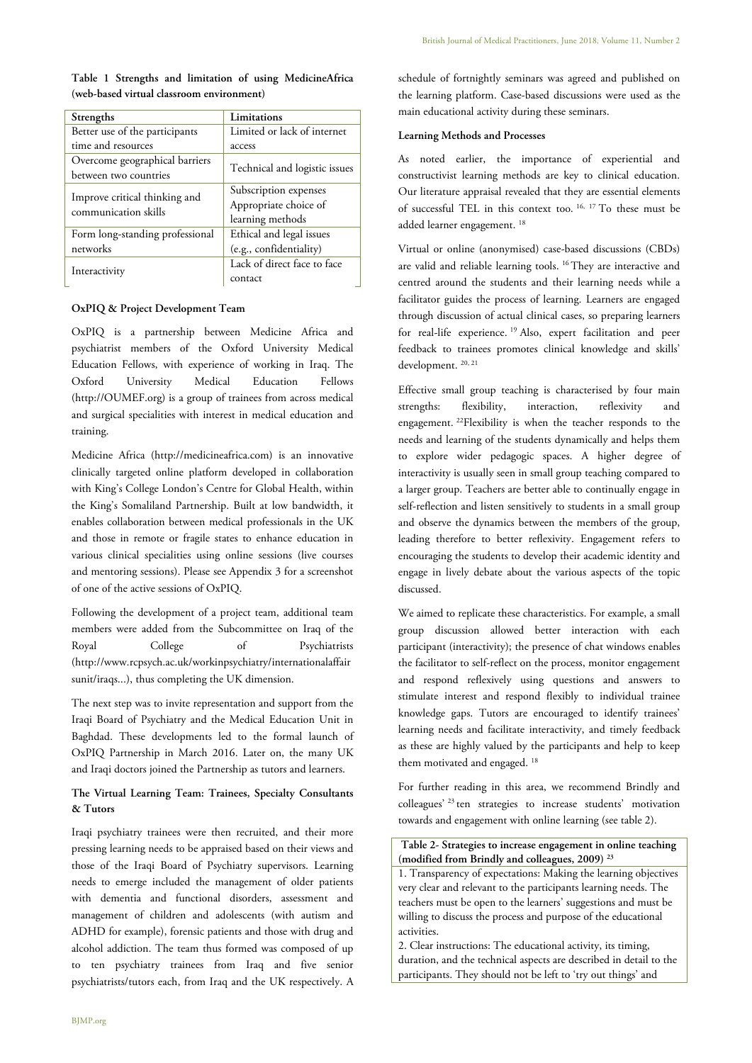**Table 1 Strengths and limitation of using MedicineAfrica (web-based virtual classroom environment)**

| Strengths | Limitations |
|---|---|
| Better use of the participants time and resources | Limited or lack of internet access |
| Overcome geographical barriers between two countries | Technical and logistic issues |
| Improve critical thinking and communication skills | Subscription expenses<br>Appropriate choice of learning methods |
| Form long-standing professional networks | Ethical and legal issues (e.g., confidentiality) |
| Interactivity | Lack of direct face to face contact |

**OxPIQ & Project Development Team**

OxPIQ is a partnership between Medicine Africa and psychiatrist members of the Oxford University Medical Education Fellows, with experience of working in Iraq. The Oxford University Medical Education Fellows (http://OUMEF.org) is a group of trainees from across medical and surgical specialities with interest in medical education and training.

Medicine Africa (http://medicineafrica.com) is an innovative clinically targeted online platform developed in collaboration with King's College London's Centre for Global Health, within the King's Somaliland Partnership. Built at low bandwidth, it enables collaboration between medical professionals in the UK and those in remote or fragile states to enhance education in various clinical specialities using online sessions (live courses and mentoring sessions). Please see Appendix 3 for a screenshot of one of the active sessions of OxPIQ.

Following the development of a project team, additional team members were added from the Subcommittee on Iraq of the Royal College of Psychiatrists (http://www.rcpsych.ac.uk/workinpsychiatry/internationalaffairsunit/iraqs...), thus completing the UK dimension.

The next step was to invite representation and support from the Iraqi Board of Psychiatry and the Medical Education Unit in Baghdad. These developments led to the formal launch of OxPIQ Partnership in March 2016. Later on, the many UK and Iraqi doctors joined the Partnership as tutors and learners.

**The Virtual Learning Team: Trainees, Specialty Consultants & Tutors**

Iraqi psychiatry trainees were then recruited, and their more pressing learning needs to be appraised based on their views and those of the Iraqi Board of Psychiatry supervisors. Learning needs to emerge included the management of older patients with dementia and functional disorders, assessment and management of children and adolescents (with autism and ADHD for example), forensic patients and those with drug and alcohol addiction. The team thus formed was composed of up to ten psychiatry trainees from Iraq and five senior psychiatrists/tutors each, from Iraq and the UK respectively. A schedule of fortnightly seminars was agreed and published on the learning platform. Case-based discussions were used as the main educational activity during these seminars.

**Learning Methods and Processes**

As noted earlier, the importance of experiential and constructivist learning methods are key to clinical education. Our literature appraisal revealed that they are essential elements of successful TEL in this context too. [16, 17] To these must be added learner engagement. [18]

Virtual or online (anonymised) case-based discussions (CBDs) are valid and reliable learning tools. [16] They are interactive and centred around the students and their learning needs while a facilitator guides the process of learning. Learners are engaged through discussion of actual clinical cases, so preparing learners for real-life experience. [19] Also, expert facilitation and peer feedback to trainees promotes clinical knowledge and skills' development. [20, 21]

Effective small group teaching is characterised by four main strengths: flexibility, interaction, reflexivity and engagement. [22] Flexibility is when the teacher responds to the needs and learning of the students dynamically and helps them to explore wider pedagogic spaces. A higher degree of interactivity is usually seen in small group teaching compared to a larger group. Teachers are better able to continually engage in self-reflection and listen sensitively to students in a small group and observe the dynamics between the members of the group, leading therefore to better reflexivity. Engagement refers to encouraging the students to develop their academic identity and engage in lively debate about the various aspects of the topic discussed.

We aimed to replicate these characteristics. For example, a small group discussion allowed better interaction with each participant (interactivity); the presence of chat windows enables the facilitator to self-reflect on the process, monitor engagement and respond reflexively using questions and answers to stimulate interest and respond flexibly to individual trainee knowledge gaps. Tutors are encouraged to identify trainees' learning needs and facilitate interactivity, and timely feedback as these are highly valued by the participants and help to keep them motivated and engaged. [18]

For further reading in this area, we recommend Brindly and colleagues' [23] ten strategies to increase students' motivation towards and engagement with online learning (see table 2).

**Table 2- Strategies to increase engagement in online teaching (modified from Brindly and colleagues, 2009) [23]**

1. Transparency of expectations: Making the learning objectives very clear and relevant to the participants learning needs. The teachers must be open to the learners' suggestions and must be willing to discuss the process and purpose of the educational activities.
2. Clear instructions: The educational activity, its timing, duration, and the technical aspects are described in detail to the participants. They should not be left to 'try out things' and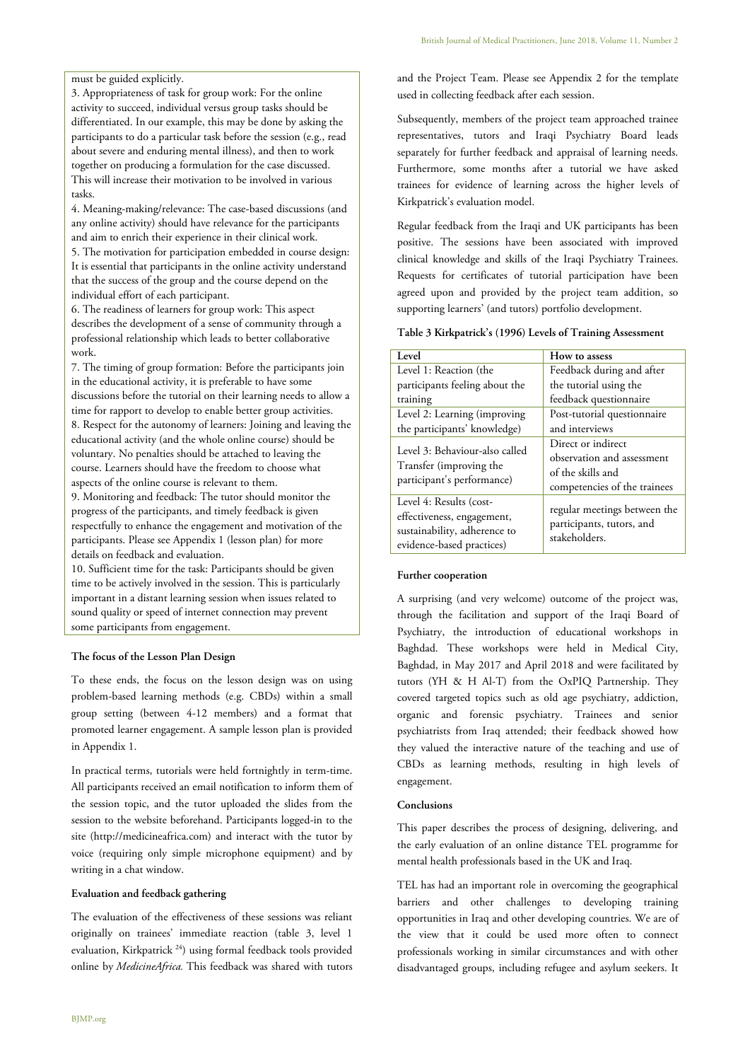must be guided explicitly.

3. Appropriateness of task for group work: For the online activity to succeed, individual versus group tasks should be differentiated. In our example, this may be done by asking the participants to do a particular task before the session (e.g., read about severe and enduring mental illness), and then to work together on producing a formulation for the case discussed. This will increase their motivation to be involved in various tasks.

4. Meaning-making/relevance: The case-based discussions (and any online activity) should have relevance for the participants and aim to enrich their experience in their clinical work.

5. The motivation for participation embedded in course design: It is essential that participants in the online activity understand that the success of the group and the course depend on the individual effort of each participant.

6. The readiness of learners for group work: This aspect describes the development of a sense of community through a professional relationship which leads to better collaborative work.

7. The timing of group formation: Before the participants join in the educational activity, it is preferable to have some discussions before the tutorial on their learning needs to allow a time for rapport to develop to enable better group activities.

8. Respect for the autonomy of learners: Joining and leaving the educational activity (and the whole online course) should be voluntary. No penalties should be attached to leaving the course. Learners should have the freedom to choose what aspects of the online course is relevant to them.

9. Monitoring and feedback: The tutor should monitor the progress of the participants, and timely feedback is given respectfully to enhance the engagement and motivation of the participants. Please see Appendix 1 (lesson plan) for more details on feedback and evaluation.

10. Sufficient time for the task: Participants should be given time to be actively involved in the session. This is particularly important in a distant learning session when issues related to sound quality or speed of internet connection may prevent some participants from engagement.

**The focus of the Lesson Plan Design**

To these ends, the focus on the lesson design was on using problem-based learning methods (e.g. CBDs) within a small group setting (between 4-12 members) and a format that promoted learner engagement. A sample lesson plan is provided in Appendix 1.

In practical terms, tutorials were held fortnightly in term-time. All participants received an email notification to inform them of the session topic, and the tutor uploaded the slides from the session to the website beforehand. Participants logged-in to the site (http://medicineafrica.com) and interact with the tutor by voice (requiring only simple microphone equipment) and by writing in a chat window.

**Evaluation and feedback gathering**

The evaluation of the effectiveness of these sessions was reliant originally on trainees' immediate reaction (table 3, level 1 evaluation, Kirkpatrick [24]) using formal feedback tools provided online by *MedicineAfrica.* This feedback was shared with tutors and the Project Team. Please see Appendix 2 for the template used in collecting feedback after each session.

Subsequently, members of the project team approached trainee representatives, tutors and Iraqi Psychiatry Board leads separately for further feedback and appraisal of learning needs. Furthermore, some months after a tutorial we have asked trainees for evidence of learning across the higher levels of Kirkpatrick's evaluation model.

Regular feedback from the Iraqi and UK participants has been positive. The sessions have been associated with improved clinical knowledge and skills of the Iraqi Psychiatry Trainees. Requests for certificates of tutorial participation have been agreed upon and provided by the project team addition, so supporting learners' (and tutors) portfolio development.

**Table 3 Kirkpatrick's (1996) Levels of Training Assessment**

| Level | How to assess |
|---|---|
| Level 1: Reaction (the participants feeling about the training | Feedback during and after the tutorial using the feedback questionnaire |
| Level 2: Learning (improving the participants' knowledge) | Post-tutorial questionnaire and interviews |
| Level 3: Behaviour-also called Transfer (improving the participant's performance) | Direct or indirect observation and assessment of the skills and competencies of the trainees |
| Level 4: Results (cost-effectiveness, engagement, sustainability, adherence to evidence-based practices) | regular meetings between the participants, tutors, and stakeholders. |

**Further cooperation**

A surprising (and very welcome) outcome of the project was, through the facilitation and support of the Iraqi Board of Psychiatry, the introduction of educational workshops in Baghdad. These workshops were held in Medical City, Baghdad, in May 2017 and April 2018 and were facilitated by tutors (YH & H Al-T) from the OxPIQ Partnership. They covered targeted topics such as old age psychiatry, addiction, organic and forensic psychiatry. Trainees and senior psychiatrists from Iraq attended; their feedback showed how they valued the interactive nature of the teaching and use of CBDs as learning methods, resulting in high levels of engagement.

**Conclusions**

This paper describes the process of designing, delivering, and the early evaluation of an online distance TEL programme for mental health professionals based in the UK and Iraq.

TEL has had an important role in overcoming the geographical barriers and other challenges to developing training opportunities in Iraq and other developing countries. We are of the view that it could be used more often to connect professionals working in similar circumstances and with other disadvantaged groups, including refugee and asylum seekers. It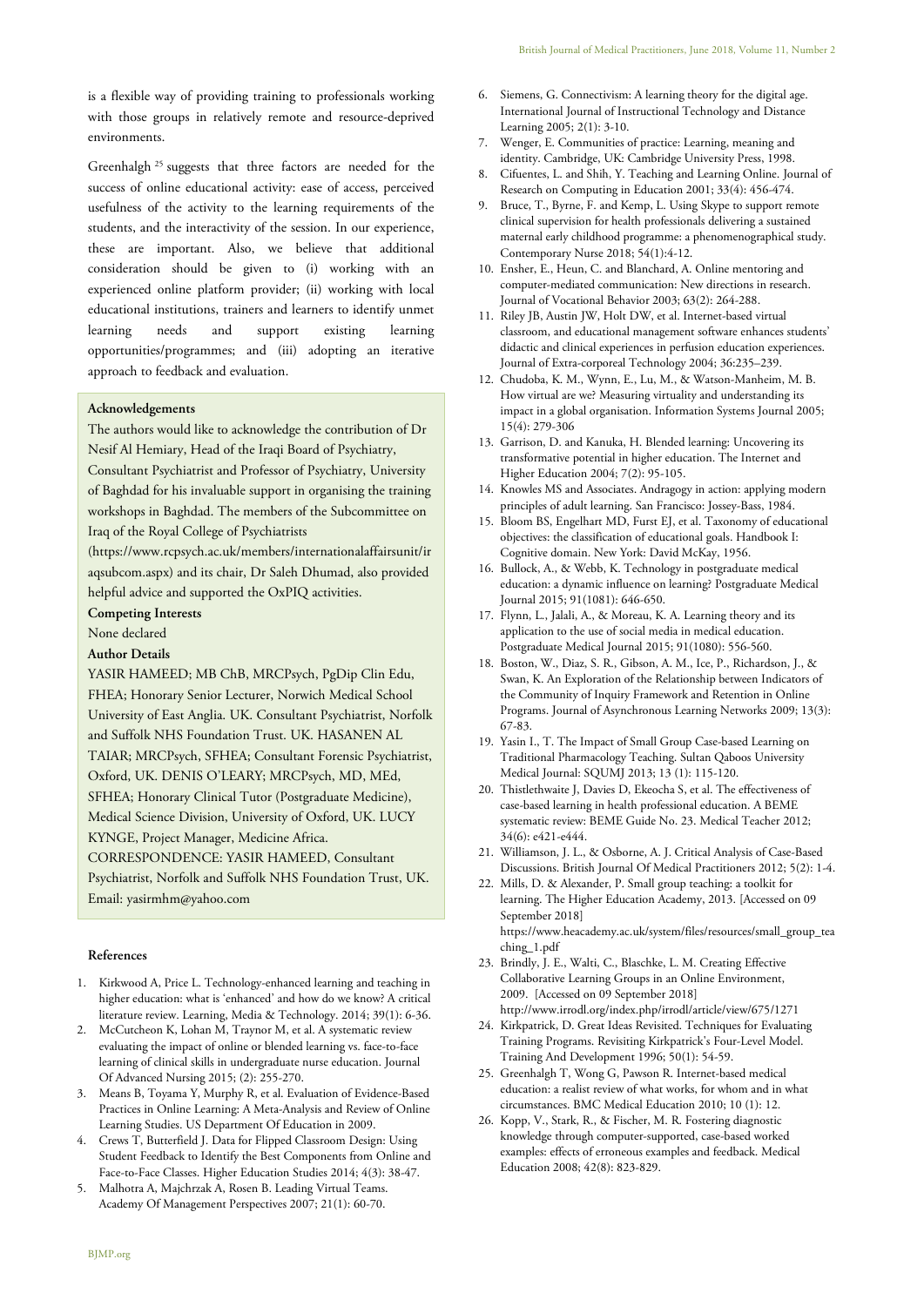is a flexible way of providing training to professionals working with those groups in relatively remote and resource-deprived environments.

Greenhalgh [25] suggests that three factors are needed for the success of online educational activity: ease of access, perceived usefulness of the activity to the learning requirements of the students, and the interactivity of the session. In our experience, these are important. Also, we believe that additional consideration should be given to (i) working with an experienced online platform provider; (ii) working with local educational institutions, trainers and learners to identify unmet learning needs and support existing learning opportunities/programmes; and (iii) adopting an iterative approach to feedback and evaluation.

**Acknowledgements**

The authors would like to acknowledge the contribution of Dr Nesif Al Hemiary, Head of the Iraqi Board of Psychiatry, Consultant Psychiatrist and Professor of Psychiatry, University of Baghdad for his invaluable support in organising the training workshops in Baghdad. The members of the Subcommittee on Iraq of the Royal College of Psychiatrists (https://www.rcpsych.ac.uk/members/internationalaffairsunit/iraqsubcom.aspx) and its chair, Dr Saleh Dhumad, also provided helpful advice and supported the OxPIQ activities.

**Competing Interests**

None declared

**Author Details**

YASIR HAMEED; MB ChB, MRCPsych, PgDip Clin Edu, FHEA; Honorary Senior Lecturer, Norwich Medical School University of East Anglia. UK. Consultant Psychiatrist, Norfolk and Suffolk NHS Foundation Trust. UK. HASANEN AL TAIAR; MRCPsych, SFHEA; Consultant Forensic Psychiatrist, Oxford, UK. DENIS O'LEARY; MRCPsych, MD, MEd, SFHEA; Honorary Clinical Tutor (Postgraduate Medicine), Medical Science Division, University of Oxford, UK. LUCY KYNGE, Project Manager, Medicine Africa.

CORRESPONDENCE: YASIR HAMEED, Consultant Psychiatrist, Norfolk and Suffolk NHS Foundation Trust, UK. Email: yasirmhm@yahoo.com

## References

1. Kirkwood A, Price L. Technology-enhanced learning and teaching in higher education: what is 'enhanced' and how do we know? A critical literature review. Learning, Media & Technology. 2014; 39(1): 6-36.
2. McCutcheon K, Lohan M, Traynor M, et al. A systematic review evaluating the impact of online or blended learning vs. face-to-face learning of clinical skills in undergraduate nurse education. Journal Of Advanced Nursing 2015; (2): 255-270.
3. Means B, Toyama Y, Murphy R, et al. Evaluation of Evidence-Based Practices in Online Learning: A Meta-Analysis and Review of Online Learning Studies. US Department Of Education in 2009.
4. Crews T, Butterfield J. Data for Flipped Classroom Design: Using Student Feedback to Identify the Best Components from Online and Face-to-Face Classes. Higher Education Studies 2014; 4(3): 38-47.
5. Malhotra A, Majchrzak A, Rosen B. Leading Virtual Teams. Academy Of Management Perspectives 2007; 21(1): 60-70.
6. Siemens, G. Connectivism: A learning theory for the digital age. International Journal of Instructional Technology and Distance Learning 2005; 2(1): 3-10.
7. Wenger, E. Communities of practice: Learning, meaning and identity. Cambridge, UK: Cambridge University Press, 1998.
8. Cifuentes, L. and Shih, Y. Teaching and Learning Online. Journal of Research on Computing in Education 2001; 33(4): 456-474.
9. Bruce, T., Byrne, F. and Kemp, L. Using Skype to support remote clinical supervision for health professionals delivering a sustained maternal early childhood programme: a phenomenographical study. Contemporary Nurse 2018; 54(1):4-12.
10. Ensher, E., Heun, C. and Blanchard, A. Online mentoring and computer-mediated communication: New directions in research. Journal of Vocational Behavior 2003; 63(2): 264-288.
11. Riley JB, Austin JW, Holt DW, et al. Internet-based virtual classroom, and educational management software enhances students' didactic and clinical experiences in perfusion education experiences. Journal of Extra-corporeal Technology 2004; 36:235–239.
12. Chudoba, K. M., Wynn, E., Lu, M., & Watson-Manheim, M. B. How virtual are we? Measuring virtuality and understanding its impact in a global organisation. Information Systems Journal 2005; 15(4): 279-306
13. Garrison, D. and Kanuka, H. Blended learning: Uncovering its transformative potential in higher education. The Internet and Higher Education 2004; 7(2): 95-105.
14. Knowles MS and Associates. Andragogy in action: applying modern principles of adult learning. San Francisco: Jossey-Bass, 1984.
15. Bloom BS, Engelhart MD, Furst EJ, et al. Taxonomy of educational objectives: the classification of educational goals. Handbook I: Cognitive domain. New York: David McKay, 1956.
16. Bullock, A., & Webb, K. Technology in postgraduate medical education: a dynamic influence on learning? Postgraduate Medical Journal 2015; 91(1081): 646-650.
17. Flynn, L., Jalali, A., & Moreau, K. A. Learning theory and its application to the use of social media in medical education. Postgraduate Medical Journal 2015; 91(1080): 556-560.
18. Boston, W., Diaz, S. R., Gibson, A. M., Ice, P., Richardson, J., & Swan, K. An Exploration of the Relationship between Indicators of the Community of Inquiry Framework and Retention in Online Programs. Journal of Asynchronous Learning Networks 2009; 13(3): 67-83.
19. Yasin I., T. The Impact of Small Group Case-based Learning on Traditional Pharmacology Teaching. Sultan Qaboos University Medical Journal: SQUMJ 2013; 13 (1): 115-120.
20. Thistlethwaite J, Davies D, Ekeocha S, et al. The effectiveness of case-based learning in health professional education. A BEME systematic review: BEME Guide No. 23. Medical Teacher 2012; 34(6): e421-e444.
21. Williamson, J. L., & Osborne, A. J. Critical Analysis of Case-Based Discussions. British Journal Of Medical Practitioners 2012; 5(2): 1-4.
22. Mills, D. & Alexander, P. Small group teaching: a toolkit for learning. The Higher Education Academy, 2013. [Accessed on 09 September 2018] https://www.heacademy.ac.uk/system/files/resources/small_group_teaching_1.pdf
23. Brindly, J. E., Walti, C., Blaschke, L. M. Creating Effective Collaborative Learning Groups in an Online Environment, 2009. [Accessed on 09 September 2018] http://www.irrodl.org/index.php/irrodl/article/view/675/1271
24. Kirkpatrick, D. Great Ideas Revisited. Techniques for Evaluating Training Programs. Revisiting Kirkpatrick's Four-Level Model. Training And Development 1996; 50(1): 54-59.
25. Greenhalgh T, Wong G, Pawson R. Internet-based medical education: a realist review of what works, for whom and in what circumstances. BMC Medical Education 2010; 10 (1): 12.
26. Kopp, V., Stark, R., & Fischer, M. R. Fostering diagnostic knowledge through computer-supported, case-based worked examples: effects of erroneous examples and feedback. Medical Education 2008; 42(8): 823-829.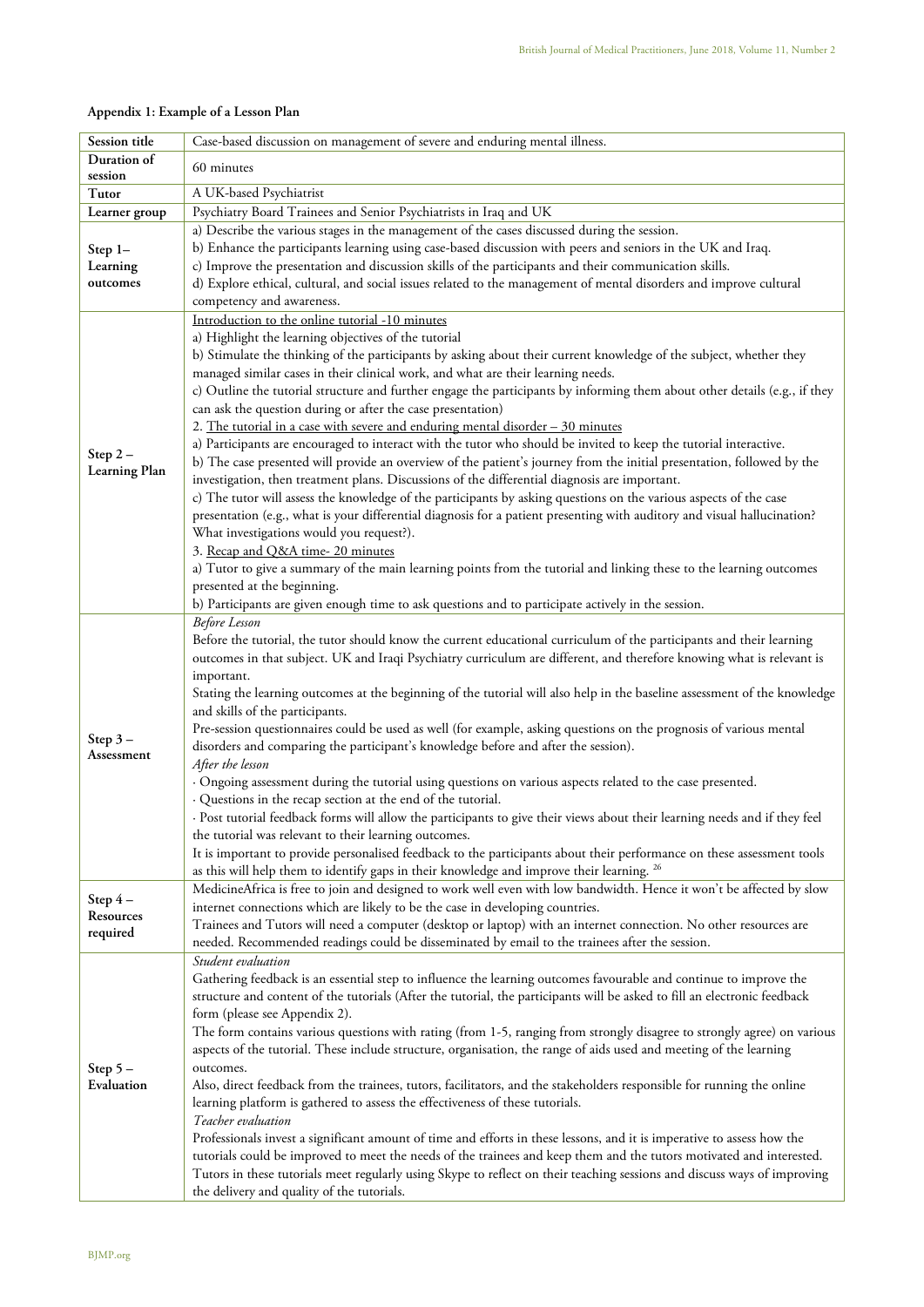**Appendix 1: Example of a Lesson Plan**

| Session title | Case-based discussion on management of severe and enduring mental illness. |
|---|---|
| Duration of session | 60 minutes |
| Tutor | A UK-based Psychiatrist |
| Learner group | Psychiatry Board Trainees and Senior Psychiatrists in Iraq and UK |
| Step 1– Learning outcomes | a) Describe the various stages in the management of the cases discussed during the session.<br>b) Enhance the participants learning using case-based discussion with peers and seniors in the UK and Iraq.<br>c) Improve the presentation and discussion skills of the participants and their communication skills.<br>d) Explore ethical, cultural, and social issues related to the management of mental disorders and improve cultural competency and awareness. |
| Step 2 – Learning Plan | <u>Introduction to the online tutorial -10 minutes</u><br>a) Highlight the learning objectives of the tutorial<br>b) Stimulate the thinking of the participants by asking about their current knowledge of the subject, whether they managed similar cases in their clinical work, and what are their learning needs.<br>c) Outline the tutorial structure and further engage the participants by informing them about other details (e.g., if they can ask the question during or after the case presentation)<br>2. <u>The tutorial in a case with severe and enduring mental disorder – 30 minutes</u><br>a) Participants are encouraged to interact with the tutor who should be invited to keep the tutorial interactive.<br>b) The case presented will provide an overview of the patient's journey from the initial presentation, followed by the investigation, then treatment plans. Discussions of the differential diagnosis are important.<br>c) The tutor will assess the knowledge of the participants by asking questions on the various aspects of the case presentation (e.g., what is your differential diagnosis for a patient presenting with auditory and visual hallucination? What investigations would you request?).<br>3. <u>Recap and Q&A time- 20 minutes</u><br>a) Tutor to give a summary of the main learning points from the tutorial and linking these to the learning outcomes presented at the beginning.<br>b) Participants are given enough time to ask questions and to participate actively in the session. |
| Step 3 – Assessment | *Before Lesson*<br>Before the tutorial, the tutor should know the current educational curriculum of the participants and their learning outcomes in that subject. UK and Iraqi Psychiatry curriculum are different, and therefore knowing what is relevant is important.<br>Stating the learning outcomes at the beginning of the tutorial will also help in the baseline assessment of the knowledge and skills of the participants.<br>Pre-session questionnaires could be used as well (for example, asking questions on the prognosis of various mental disorders and comparing the participant's knowledge before and after the session).<br>*After the lesson*<br>· Ongoing assessment during the tutorial using questions on various aspects related to the case presented.<br>· Questions in the recap section at the end of the tutorial.<br>· Post tutorial feedback forms will allow the participants to give their views about their learning needs and if they feel the tutorial was relevant to their learning outcomes.<br>It is important to provide personalised feedback to the participants about their performance on these assessment tools as this will help them to identify gaps in their knowledge and improve their learning. [26] |
| Step 4 – Resources required | MedicineAfrica is free to join and designed to work well even with low bandwidth. Hence it won't be affected by slow internet connections which are likely to be the case in developing countries.<br>Trainees and Tutors will need a computer (desktop or laptop) with an internet connection. No other resources are needed. Recommended readings could be disseminated by email to the trainees after the session. |
| Step 5 – Evaluation | *Student evaluation*<br>Gathering feedback is an essential step to influence the learning outcomes favourable and continue to improve the structure and content of the tutorials (After the tutorial, the participants will be asked to fill an electronic feedback form (please see Appendix 2).<br>The form contains various questions with rating (from 1-5, ranging from strongly disagree to strongly agree) on various aspects of the tutorial. These include structure, organisation, the range of aids used and meeting of the learning outcomes.<br>Also, direct feedback from the trainees, tutors, facilitators, and the stakeholders responsible for running the online learning platform is gathered to assess the effectiveness of these tutorials.<br>*Teacher evaluation*<br>Professionals invest a significant amount of time and efforts in these lessons, and it is imperative to assess how the tutorials could be improved to meet the needs of the trainees and keep them and the tutors motivated and interested. Tutors in these tutorials meet regularly using Skype to reflect on their teaching sessions and discuss ways of improving the delivery and quality of the tutorials. |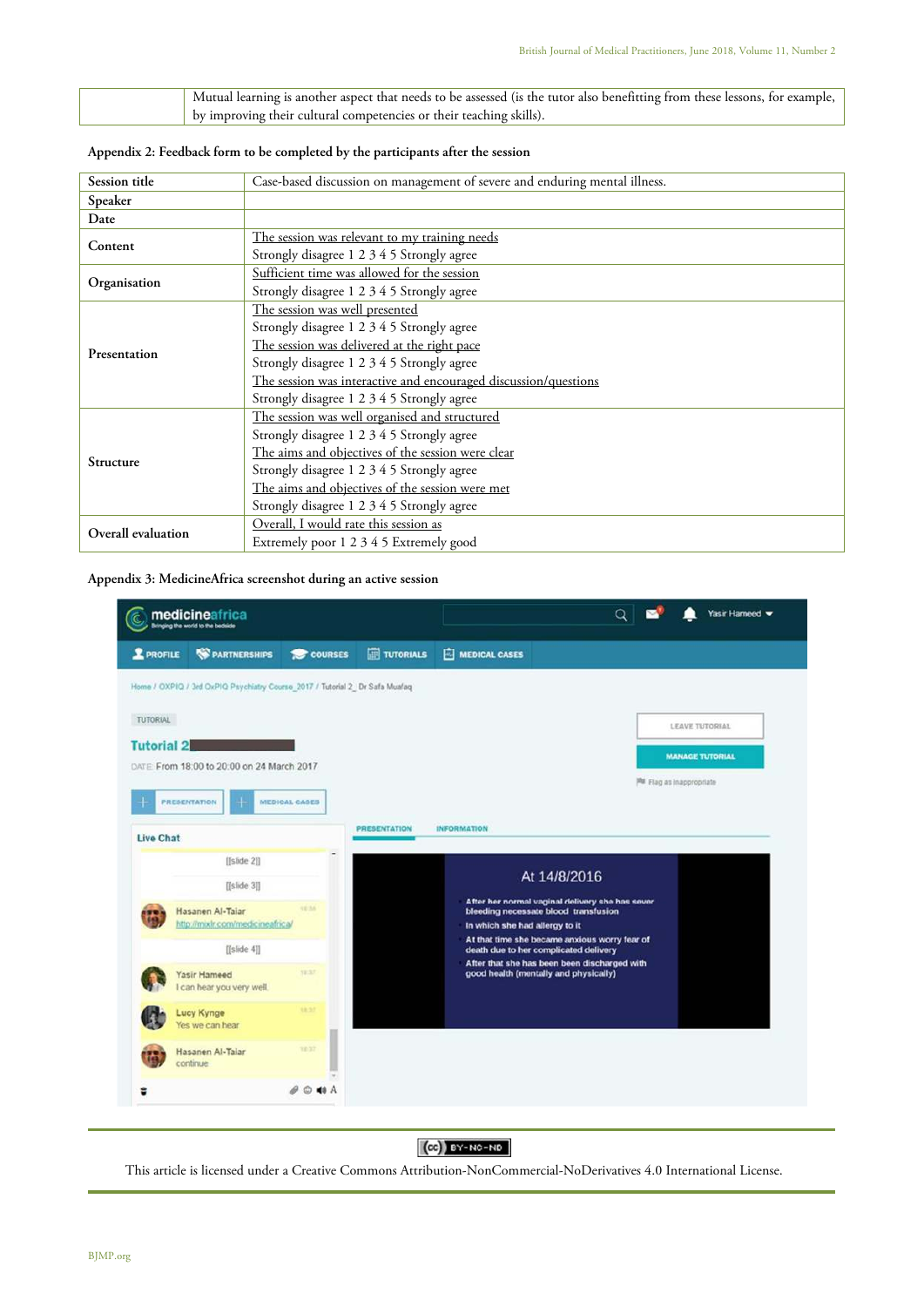| | |
|---|---|
| | Mutual learning is another aspect that needs to be assessed (is the tutor also benefitting from these lessons, for example, by improving their cultural competencies or their teaching skills). |

**Appendix 2: Feedback form to be completed by the participants after the session**

| | |
|---|---|
| **Session title** | Case-based discussion on management of severe and enduring mental illness. |
| **Speaker** | |
| **Date** | |
| **Content** | The session was relevant to my training needs<br>Strongly disagree 1 2 3 4 5 Strongly agree |
| **Organisation** | Sufficient time was allowed for the session<br>Strongly disagree 1 2 3 4 5 Strongly agree |
| **Presentation** | The session was well presented<br>Strongly disagree 1 2 3 4 5 Strongly agree<br>The session was delivered at the right pace<br>Strongly disagree 1 2 3 4 5 Strongly agree<br>The session was interactive and encouraged discussion/questions<br>Strongly disagree 1 2 3 4 5 Strongly agree |
| **Structure** | The session was well organised and structured<br>Strongly disagree 1 2 3 4 5 Strongly agree<br>The aims and objectives of the session were clear<br>Strongly disagree 1 2 3 4 5 Strongly agree<br>The aims and objectives of the session were met<br>Strongly disagree 1 2 3 4 5 Strongly agree |
| **Overall evaluation** | Overall, I would rate this session as<br>Extremely poor 1 2 3 4 5 Extremely good |

**Appendix 3: MedicineAfrica screenshot during an active session**

This article is licensed under a Creative Commons Attribution-NonCommercial-NoDerivatives 4.0 International License.